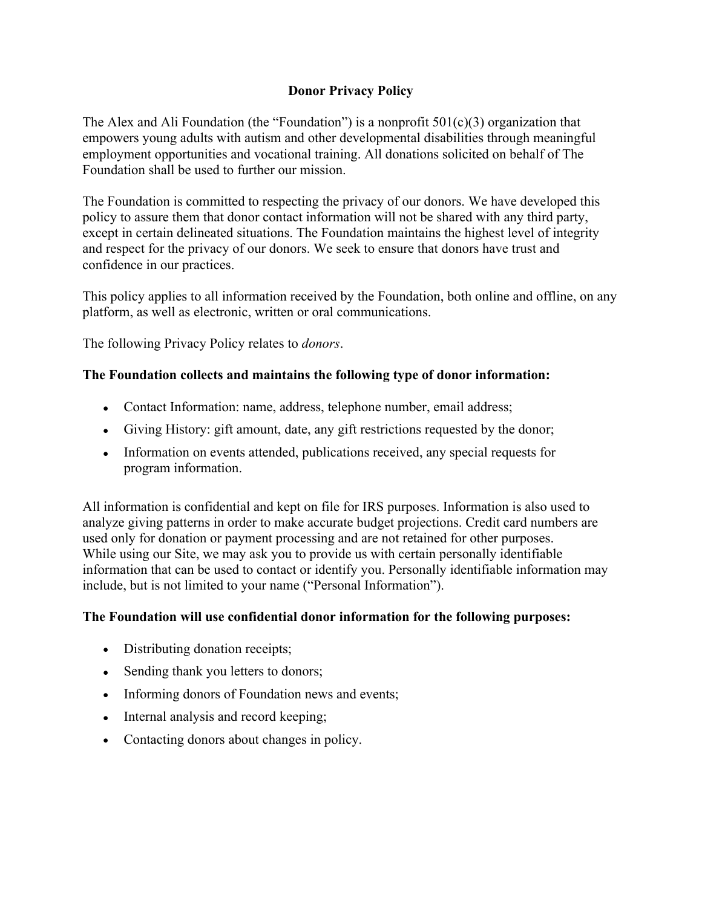# Donor Privacy Policy

The Alex and Ali Foundation (the "Foundation") is a nonprofit 501(c)(3) organization that empowers young adults with autism and other developmental disabilities through meaningful employment opportunities and vocational training. All donations solicited on behalf of The Foundation shall be used to further our mission.

The Foundation is committed to respecting the privacy of our donors. We have developed this policy to assure them that donor contact information will not be shared with any third party, except in certain delineated situations. The Foundation maintains the highest level of integrity and respect for the privacy of our donors. We seek to ensure that donors have trust and confidence in our practices.

This policy applies to all information received by the Foundation, both online and offline, on any platform, as well as electronic, written or oral communications.

The following Privacy Policy relates to *donors*.

**The Foundation collects and maintains the following type of donor information:**

- Contact Information: name, address, telephone number, email address;
- Giving History: gift amount, date, any gift restrictions requested by the donor;
- Information on events attended, publications received, any special requests for program information.

All information is confidential and kept on file for IRS purposes. Information is also used to analyze giving patterns in order to make accurate budget projections. Credit card numbers are used only for donation or payment processing and are not retained for other purposes.
While using our Site, we may ask you to provide us with certain personally identifiable information that can be used to contact or identify you. Personally identifiable information may include, but is not limited to your name ("Personal Information").

**The Foundation will use confidential donor information for the following purposes:**

- Distributing donation receipts;
- Sending thank you letters to donors;
- Informing donors of Foundation news and events;
- Internal analysis and record keeping;
- Contacting donors about changes in policy.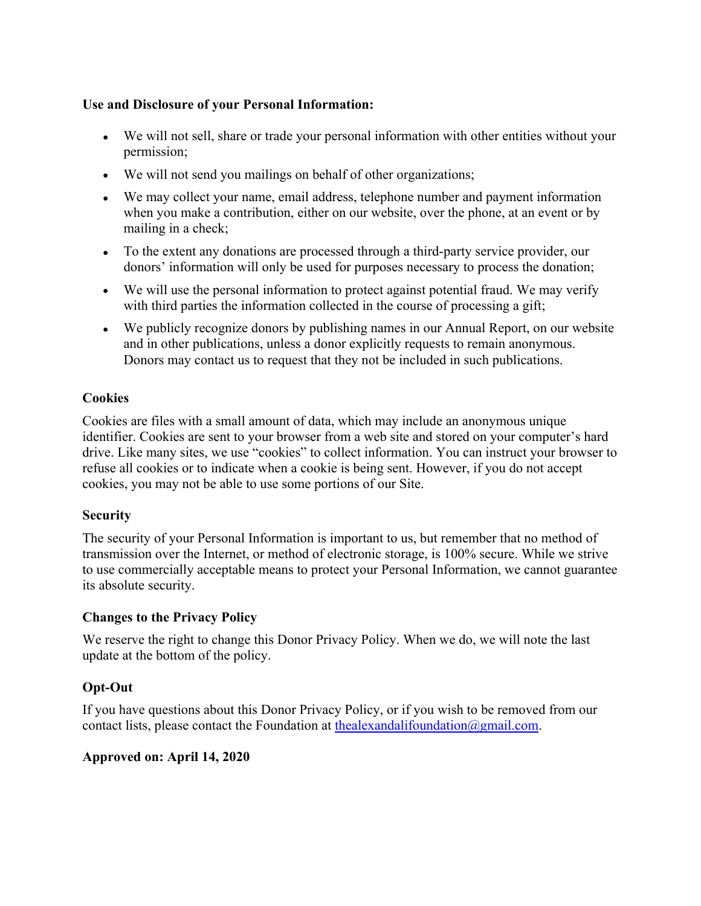**Use and Disclosure of your Personal Information:**

- We will not sell, share or trade your personal information with other entities without your permission;
- We will not send you mailings on behalf of other organizations;
- We may collect your name, email address, telephone number and payment information when you make a contribution, either on our website, over the phone, at an event or by mailing in a check;
- To the extent any donations are processed through a third-party service provider, our donors' information will only be used for purposes necessary to process the donation;
- We will use the personal information to protect against potential fraud. We may verify with third parties the information collected in the course of processing a gift;
- We publicly recognize donors by publishing names in our Annual Report, on our website and in other publications, unless a donor explicitly requests to remain anonymous. Donors may contact us to request that they not be included in such publications.

**Cookies**

Cookies are files with a small amount of data, which may include an anonymous unique identifier. Cookies are sent to your browser from a web site and stored on your computer's hard drive. Like many sites, we use "cookies" to collect information. You can instruct your browser to refuse all cookies or to indicate when a cookie is being sent. However, if you do not accept cookies, you may not be able to use some portions of our Site.

**Security**

The security of your Personal Information is important to us, but remember that no method of transmission over the Internet, or method of electronic storage, is 100% secure. While we strive to use commercially acceptable means to protect your Personal Information, we cannot guarantee its absolute security.

**Changes to the Privacy Policy**

We reserve the right to change this Donor Privacy Policy. When we do, we will note the last update at the bottom of the policy.

**Opt-Out**

If you have questions about this Donor Privacy Policy, or if you wish to be removed from our contact lists, please contact the Foundation at thealexandalifoundation@gmail.com.

**Approved on: April 14, 2020**